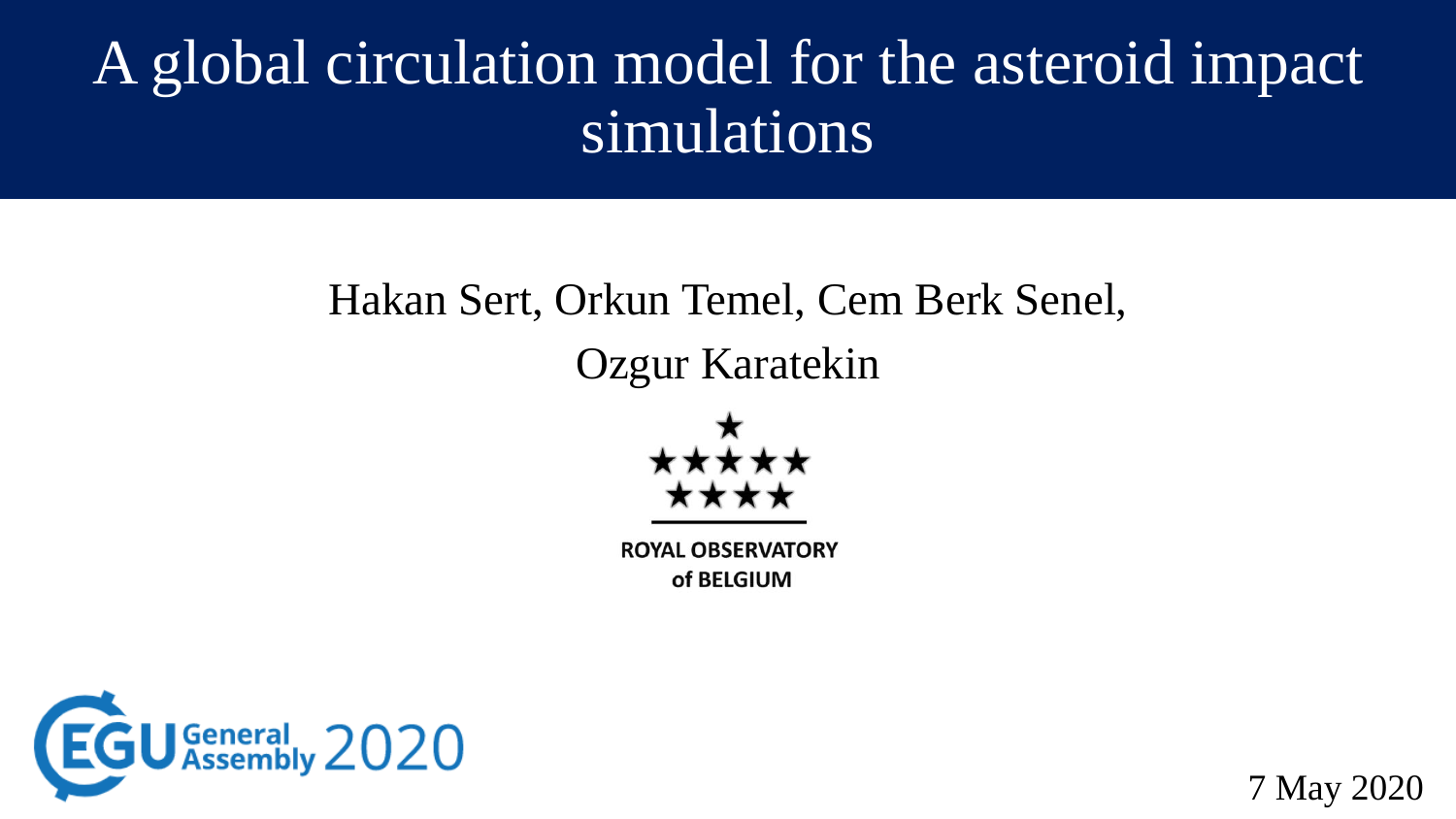# A global circulation model for the asteroid impact simulations

Hakan Sert, Orkun Temel, Cem Berk Senel, Ozgur Karatekin

ROYAL OBSERVATORY of BELGIUM

EGU General Assembly 2020

7 May 2020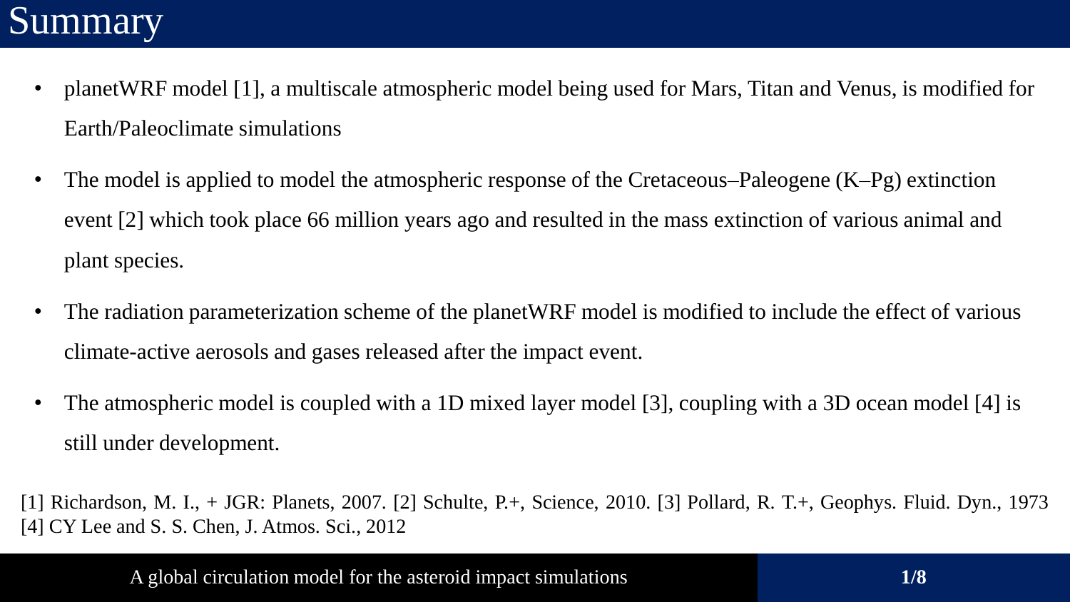# Summary

- planetWRF model [1], a multiscale atmospheric model being used for Mars, Titan and Venus, is modified for Earth/Paleoclimate simulations
- The model is applied to model the atmospheric response of the Cretaceous–Paleogene (K–Pg) extinction event [2] which took place 66 million years ago and resulted in the mass extinction of various animal and plant species.
- The radiation parameterization scheme of the planetWRF model is modified to include the effect of various climate-active aerosols and gases released after the impact event.
- The atmospheric model is coupled with a 1D mixed layer model [3], coupling with a 3D ocean model [4] is still under development.

[1] Richardson, M. I., + JGR: Planets, 2007. [2] Schulte, P.+, Science, 2010. [3] Pollard, R. T.+, Geophys. Fluid. Dyn., 1973 [4] CY Lee and S. S. Chen, J. Atmos. Sci., 2012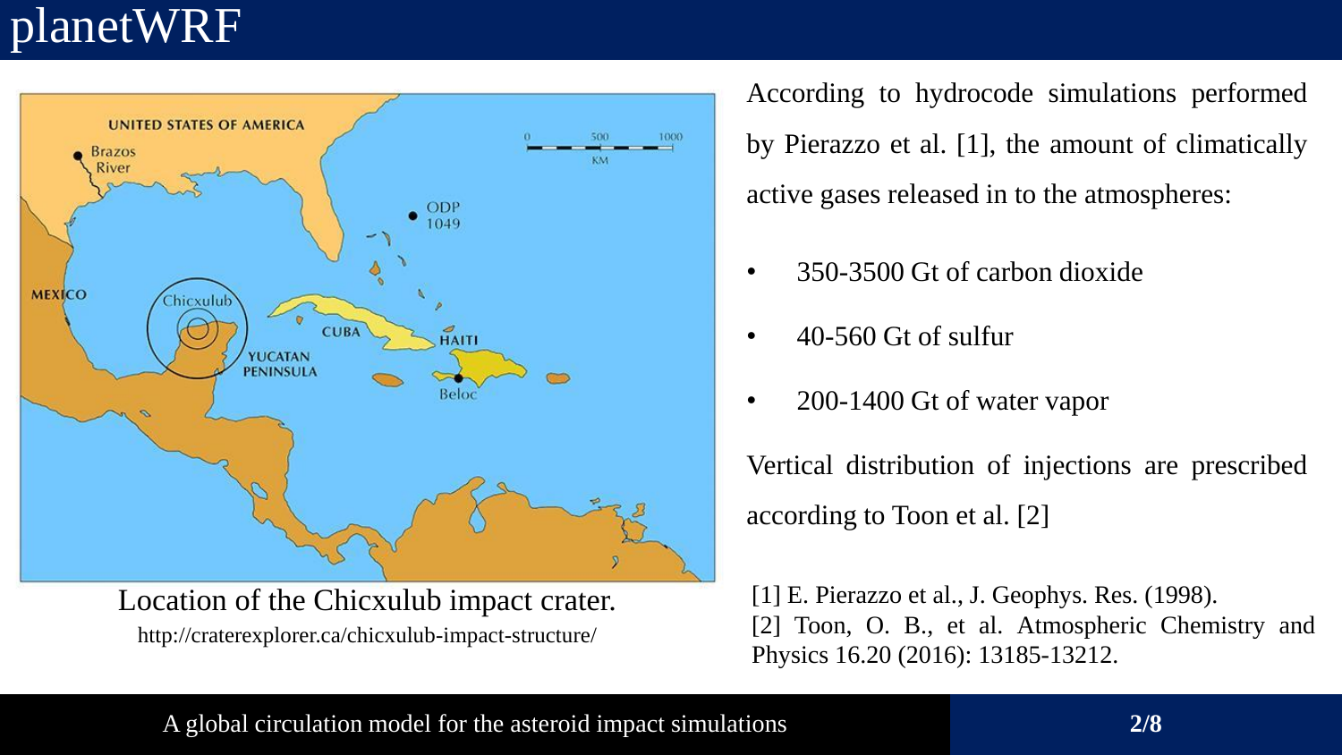# planetWRF

Location of the Chicxulub impact crater.
http://craterexplorer.ca/chicxulub-impact-structure/

According to hydrocode simulations performed by Pierazzo et al. [1], the amount of climatically active gases released in to the atmospheres:

- 350-3500 Gt of carbon dioxide
- 40-560 Gt of sulfur
- 200-1400 Gt of water vapor

Vertical distribution of injections are prescribed according to Toon et al. [2]

[1] E. Pierazzo et al., J. Geophys. Res. (1998).
[2] Toon, O. B., et al. Atmospheric Chemistry and Physics 16.20 (2016): 13185-13212.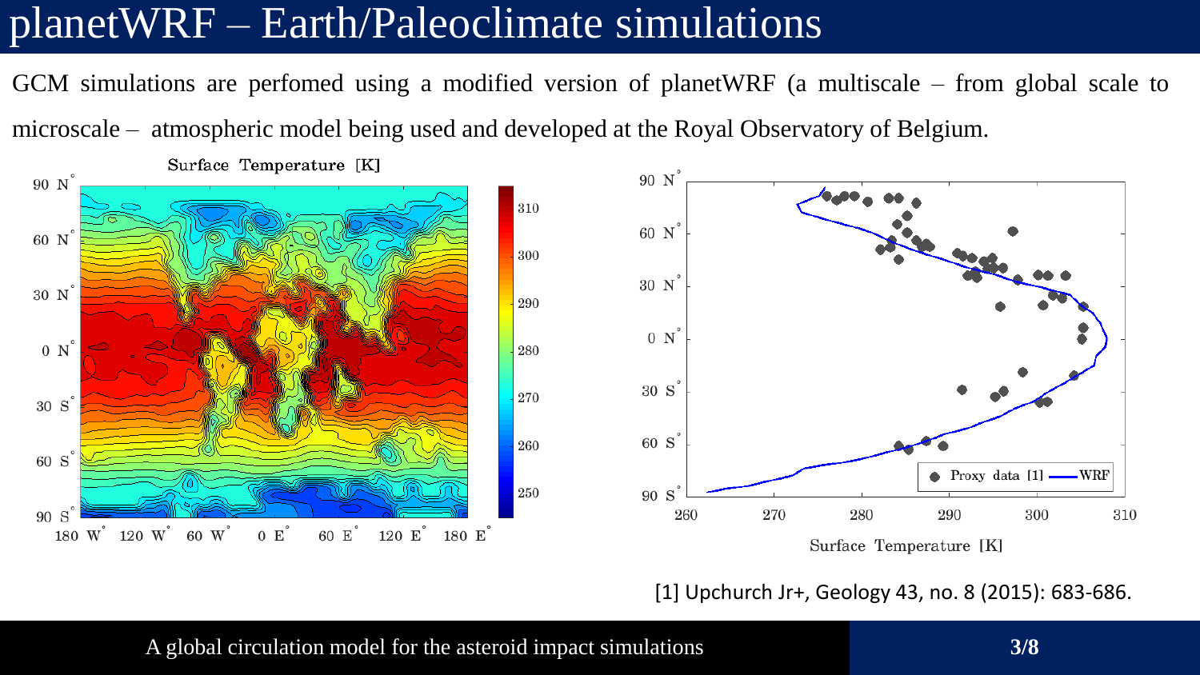# planetWRF – Earth/Paleoclimate simulations

GCM simulations are perfomed using a modified version of planetWRF (a multiscale – from global scale to microscale – atmospheric model being used and developed at the Royal Observatory of Belgium.

[1] Upchurch Jr+, Geology 43, no. 8 (2015): 683-686.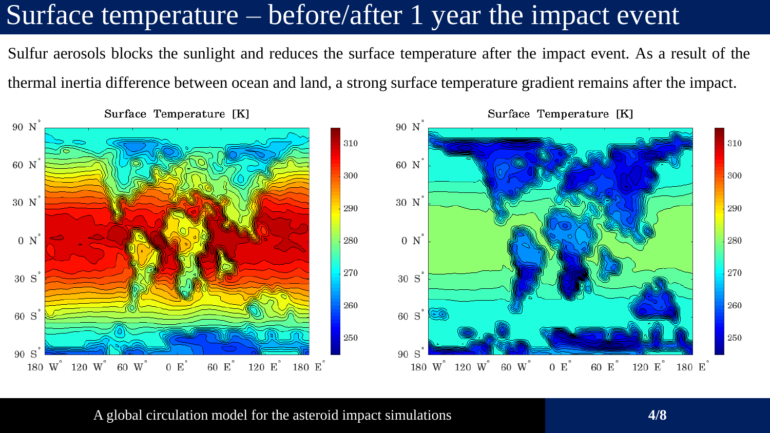# Surface temperature – before/after 1 year the impact event

Sulfur aerosols blocks the sunlight and reduces the surface temperature after the impact event. As a result of the thermal inertia difference between ocean and land, a strong surface temperature gradient remains after the impact.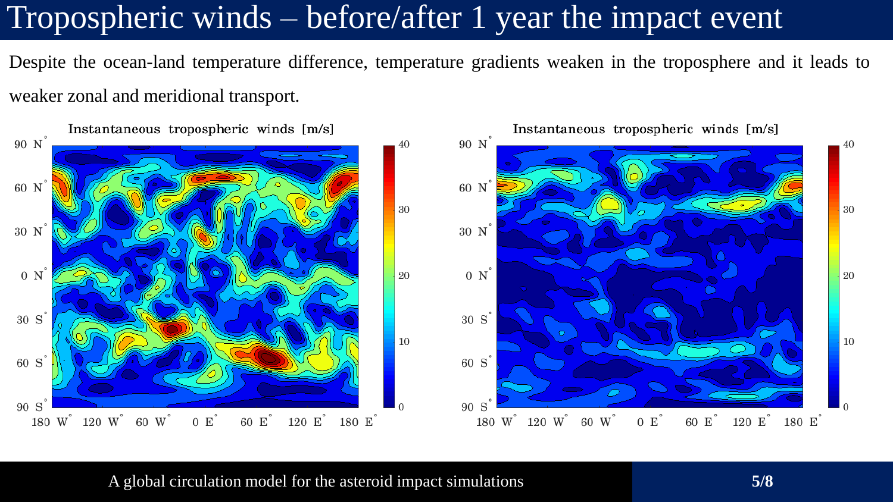# Tropospheric winds – before/after 1 year the impact event

Despite the ocean-land temperature difference, temperature gradients weaken in the troposphere and it leads to weaker zonal and meridional transport.

Instantaneous tropospheric winds [m/s]

Instantaneous tropospheric winds [m/s]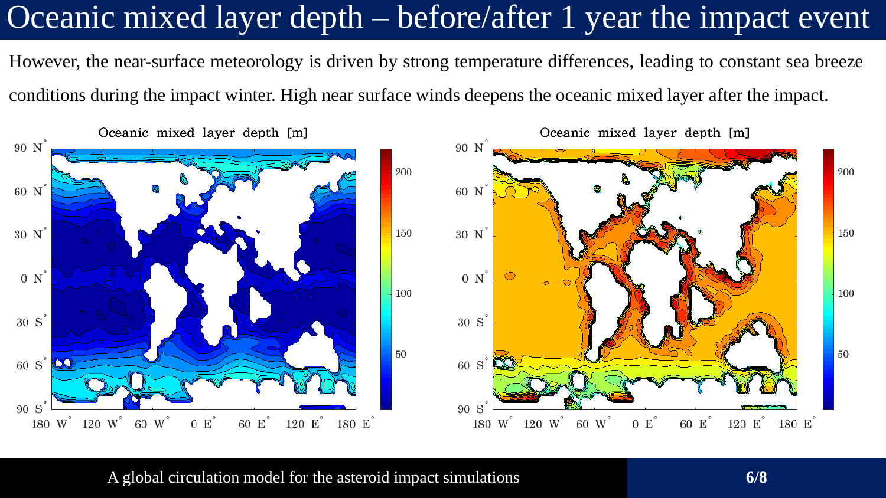# Oceanic mixed layer depth – before/after 1 year the impact event

However, the near-surface meteorology is driven by strong temperature differences, leading to constant sea breeze conditions during the impact winter. High near surface winds deepens the oceanic mixed layer after the impact.

Oceanic mixed layer depth [m]

Oceanic mixed layer depth [m]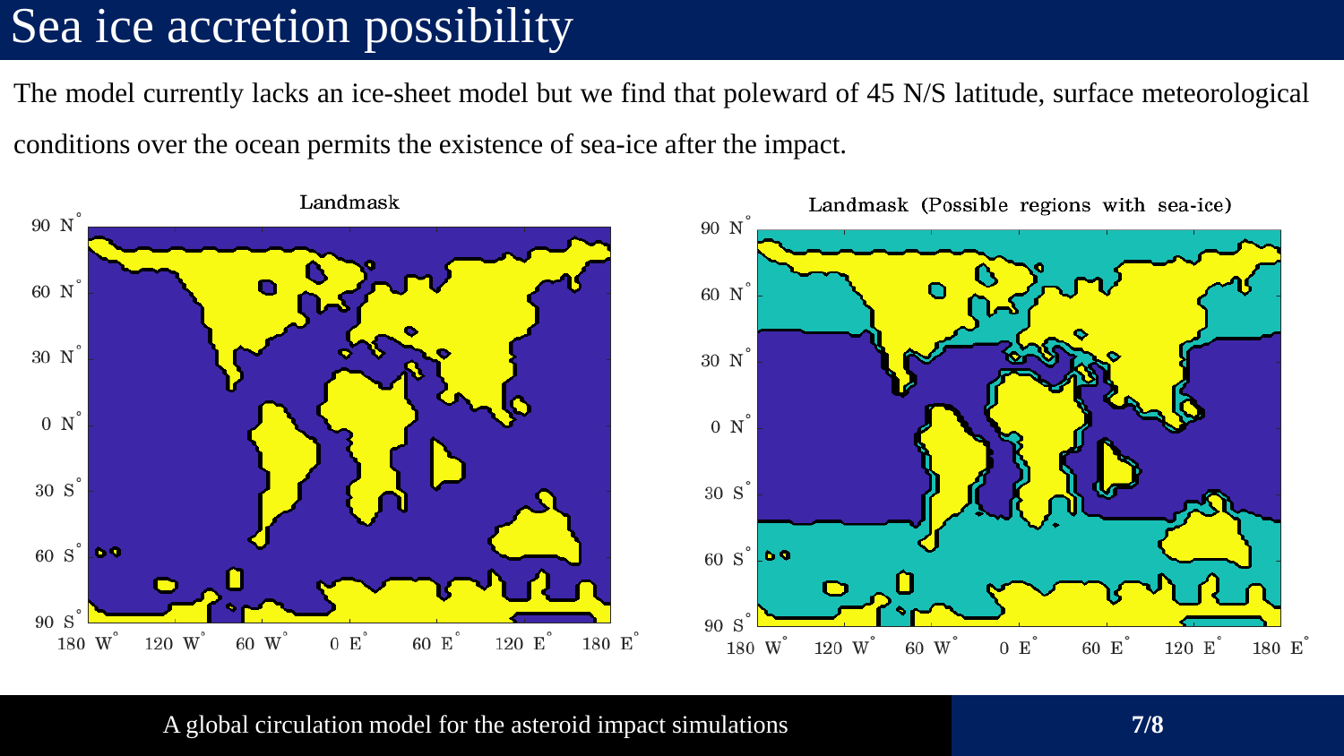# Sea ice accretion possibility

The model currently lacks an ice-sheet model but we find that poleward of 45 N/S latitude, surface meteorological conditions over the ocean permits the existence of sea-ice after the impact.

Landmask

Landmask (Possible regions with sea-ice)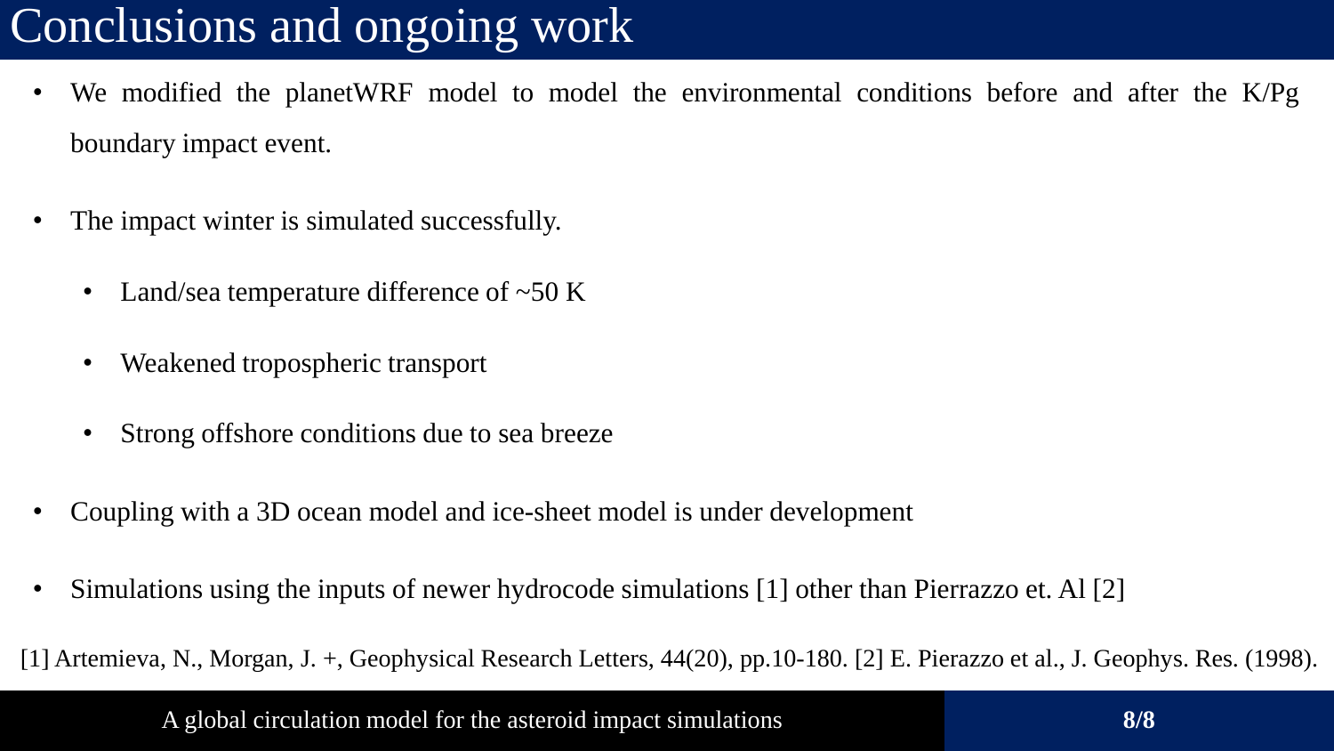# Conclusions and ongoing work

- We modified the planetWRF model to model the environmental conditions before and after the K/Pg boundary impact event.
- The impact winter is simulated successfully.
  - Land/sea temperature difference of ~50 K
  - Weakened tropospheric transport
  - Strong offshore conditions due to sea breeze
- Coupling with a 3D ocean model and ice-sheet model is under development
- Simulations using the inputs of newer hydrocode simulations [1] other than Pierrazzo et. Al [2]

[1] Artemieva, N., Morgan, J. +, Geophysical Research Letters, 44(20), pp.10-180. [2] E. Pierazzo et al., J. Geophys. Res. (1998).